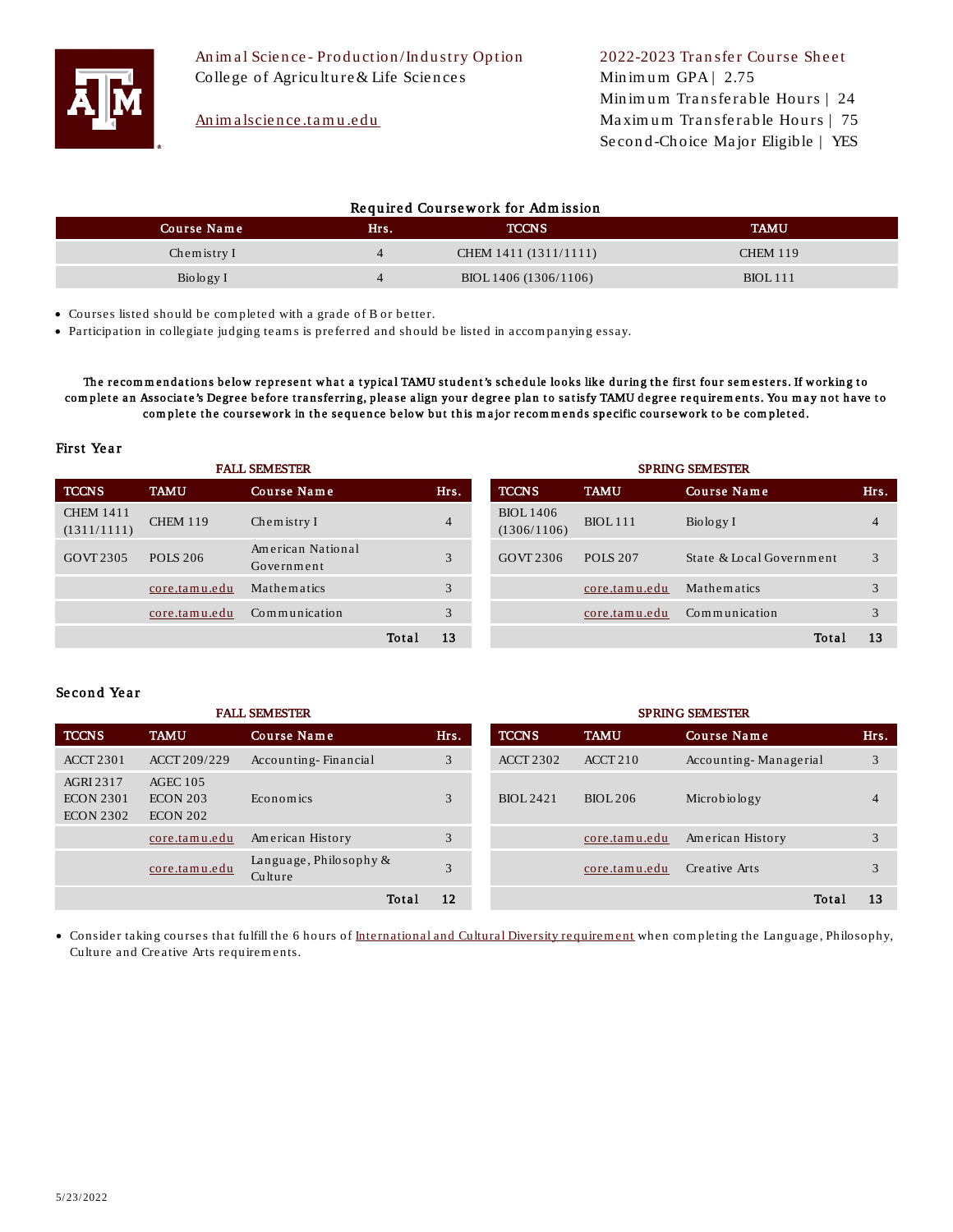# Animal Science- Production/Industry Option

College of Agriculture & Life Sciences

Animalscience.tamu.edu

**2022-2023 Transfer Course Sheet**

Minimum GPA | 2.75

Minimum Transferable Hours | 24

Maximum Transferable Hours | 75

Second-Choice Major Eligible | YES

## Required Coursework for Admission

| Course Name | Hrs. | TCCNS | TAMU |
| --- | --- | --- | --- |
| Chemistry I | 4 | CHEM 1411 (1311/1111) | CHEM 119 |
| Biology I | 4 | BIOL 1406 (1306/1106) | BIOL 111 |

- Courses listed should be completed with a grade of B or better.
- Participation in collegiate judging teams is preferred and should be listed in accompanying essay.

**The recommendations below represent what a typical TAMU student's schedule looks like during the first four semesters. If working to complete an Associate's Degree before transferring, please align your degree plan to satisfy TAMU degree requirements. You may not have to complete the coursework in the sequence below but this major recommends specific coursework to be completed.**

## First Year

### FALL SEMESTER

| TCCNS | TAMU | Course Name | Hrs. |
| --- | --- | --- | --- |
| CHEM 1411 (1311/1111) | CHEM 119 | Chemistry I | 4 |
| GOVT 2305 | POLS 206 | American National Government | 3 |
| | core.tamu.edu | Mathematics | 3 |
| | core.tamu.edu | Communication | 3 |
| | | **Total** | **13** |

### SPRING SEMESTER

| TCCNS | TAMU | Course Name | Hrs. |
| --- | --- | --- | --- |
| BIOL 1406 (1306/1106) | BIOL 111 | Biology I | 4 |
| GOVT 2306 | POLS 207 | State & Local Government | 3 |
| | core.tamu.edu | Mathematics | 3 |
| | core.tamu.edu | Communication | 3 |
| | | **Total** | **13** |

## Second Year

### FALL SEMESTER

| TCCNS | TAMU | Course Name | Hrs. |
| --- | --- | --- | --- |
| ACCT 2301 | ACCT 209/229 | Accounting- Financial | 3 |
| AGRI 2317<br>ECON 2301<br>ECON 2302 | AGEC 105<br>ECON 203<br>ECON 202 | Economics | 3 |
| | core.tamu.edu | American History | 3 |
| | core.tamu.edu | Language, Philosophy & Culture | 3 |
| | | **Total** | **12** |

### SPRING SEMESTER

| TCCNS | TAMU | Course Name | Hrs. |
| --- | --- | --- | --- |
| ACCT 2302 | ACCT 210 | Accounting- Managerial | 3 |
| BIOL 2421 | BIOL 206 | Microbiology | 4 |
| | core.tamu.edu | American History | 3 |
| | core.tamu.edu | Creative Arts | 3 |
| | | **Total** | **13** |

- Consider taking courses that fulfill the 6 hours of International and Cultural Diversity requirement when completing the Language, Philosophy, Culture and Creative Arts requirements.

5/23/2022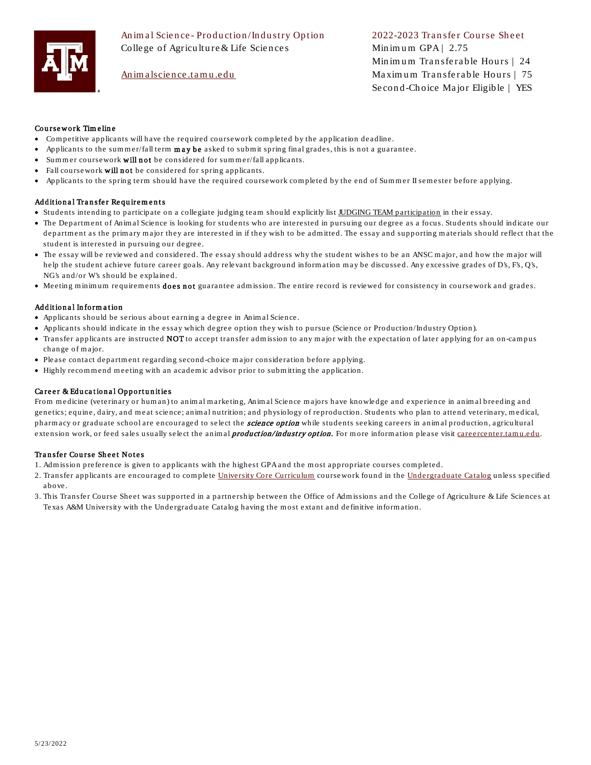Animal Science- Production/Industry Option
College of Agriculture & Life Sciences

Animalscience.tamu.edu

2022-2023 Transfer Course Sheet
Minimum GPA | 2.75
Minimum Transferable Hours | 24
Maximum Transferable Hours | 75
Second-Choice Major Eligible | YES

### Coursework Timeline

- Competitive applicants will have the required coursework completed by the application deadline.
- Applicants to the summer/fall term **may be** asked to submit spring final grades, this is not a guarantee.
- Summer coursework **will not** be considered for summer/fall applicants.
- Fall coursework **will not** be considered for spring applicants.
- Applicants to the spring term should have the required coursework completed by the end of Summer II semester before applying.

### Additional Transfer Requirements

- Students intending to participate on a collegiate judging team should explicitly list JUDGING TEAM participation in their essay.
- The Department of Animal Science is looking for students who are interested in pursuing our degree as a focus. Students should indicate our department as the primary major they are interested in if they wish to be admitted. The essay and supporting materials should reflect that the student is interested in pursuing our degree.
- The essay will be reviewed and considered. The essay should address why the student wishes to be an ANSC major, and how the major will help the student achieve future career goals. Any relevant background information may be discussed. Any excessive grades of D's, F's, Q's, NG's and/or W's should be explained.
- Meeting minimum requirements **does not** guarantee admission. The entire record is reviewed for consistency in coursework and grades.

### Additional Information

- Applicants should be serious about earning a degree in Animal Science.
- Applicants should indicate in the essay which degree option they wish to pursue (Science or Production/Industry Option).
- Transfer applicants are instructed **NOT** to accept transfer admission to any major with the expectation of later applying for an on-campus change of major.
- Please contact department regarding second-choice major consideration before applying.
- Highly recommend meeting with an academic advisor prior to submitting the application.

### Career & Educational Opportunities

From medicine (veterinary or human) to animal marketing, Animal Science majors have knowledge and experience in animal breeding and genetics; equine, dairy, and meat science; animal nutrition; and physiology of reproduction. Students who plan to attend veterinary, medical, pharmacy or graduate school are encouraged to select the ***science option*** while students seeking careers in animal production, agricultural extension work, or feed sales usually select the animal ***production/industry option.*** For more information please visit careercenter.tamu.edu.

### Transfer Course Sheet Notes

1. Admission preference is given to applicants with the highest GPA and the most appropriate courses completed.
2. Transfer applicants are encouraged to complete University Core Curriculum coursework found in the Undergraduate Catalog unless specified above.
3. This Transfer Course Sheet was supported in a partnership between the Office of Admissions and the College of Agriculture & Life Sciences at Texas A&M University with the Undergraduate Catalog having the most extant and definitive information.

5/23/2022